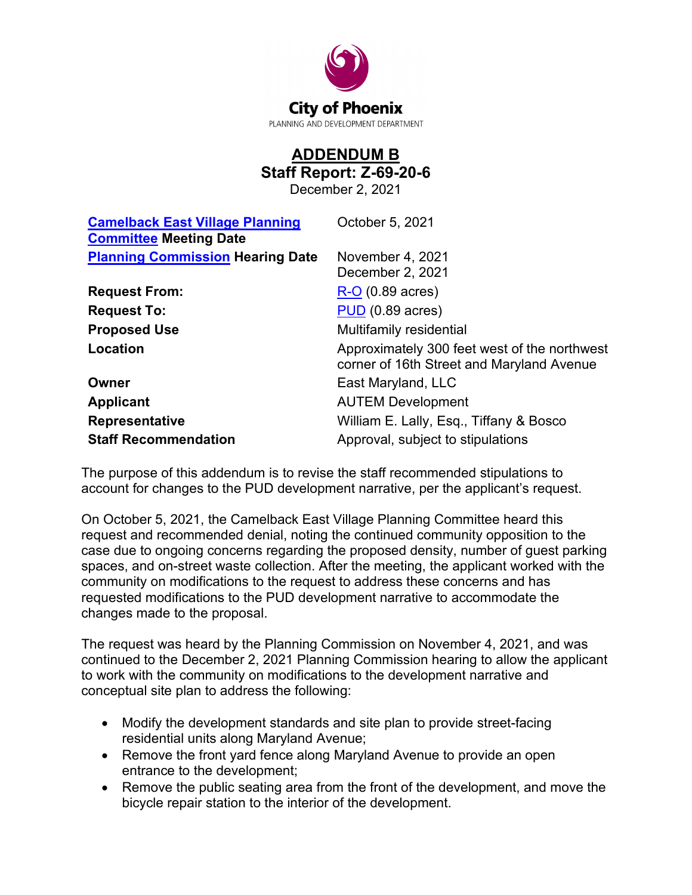City of Phoenix

PLANNING AND DEVELOPMENT DEPARTMENT

# ADDENDUM B

## Staff Report: Z-69-20-6

December 2, 2021

| | |
|---|---|
| **Camelback East Village Planning Committee Meeting Date** | October 5, 2021 |
| **Planning Commission Hearing Date** | November 4, 2021<br>December 2, 2021 |
| **Request From:** | R-O (0.89 acres) |
| **Request To:** | PUD (0.89 acres) |
| **Proposed Use** | Multifamily residential |
| **Location** | Approximately 300 feet west of the northwest corner of 16th Street and Maryland Avenue |
| **Owner** | East Maryland, LLC |
| **Applicant** | AUTEM Development |
| **Representative** | William E. Lally, Esq., Tiffany & Bosco |
| **Staff Recommendation** | Approval, subject to stipulations |

The purpose of this addendum is to revise the staff recommended stipulations to account for changes to the PUD development narrative, per the applicant's request.

On October 5, 2021, the Camelback East Village Planning Committee heard this request and recommended denial, noting the continued community opposition to the case due to ongoing concerns regarding the proposed density, number of guest parking spaces, and on-street waste collection. After the meeting, the applicant worked with the community on modifications to the request to address these concerns and has requested modifications to the PUD development narrative to accommodate the changes made to the proposal.

The request was heard by the Planning Commission on November 4, 2021, and was continued to the December 2, 2021 Planning Commission hearing to allow the applicant to work with the community on modifications to the development narrative and conceptual site plan to address the following:

- Modify the development standards and site plan to provide street-facing residential units along Maryland Avenue;
- Remove the front yard fence along Maryland Avenue to provide an open entrance to the development;
- Remove the public seating area from the front of the development, and move the bicycle repair station to the interior of the development.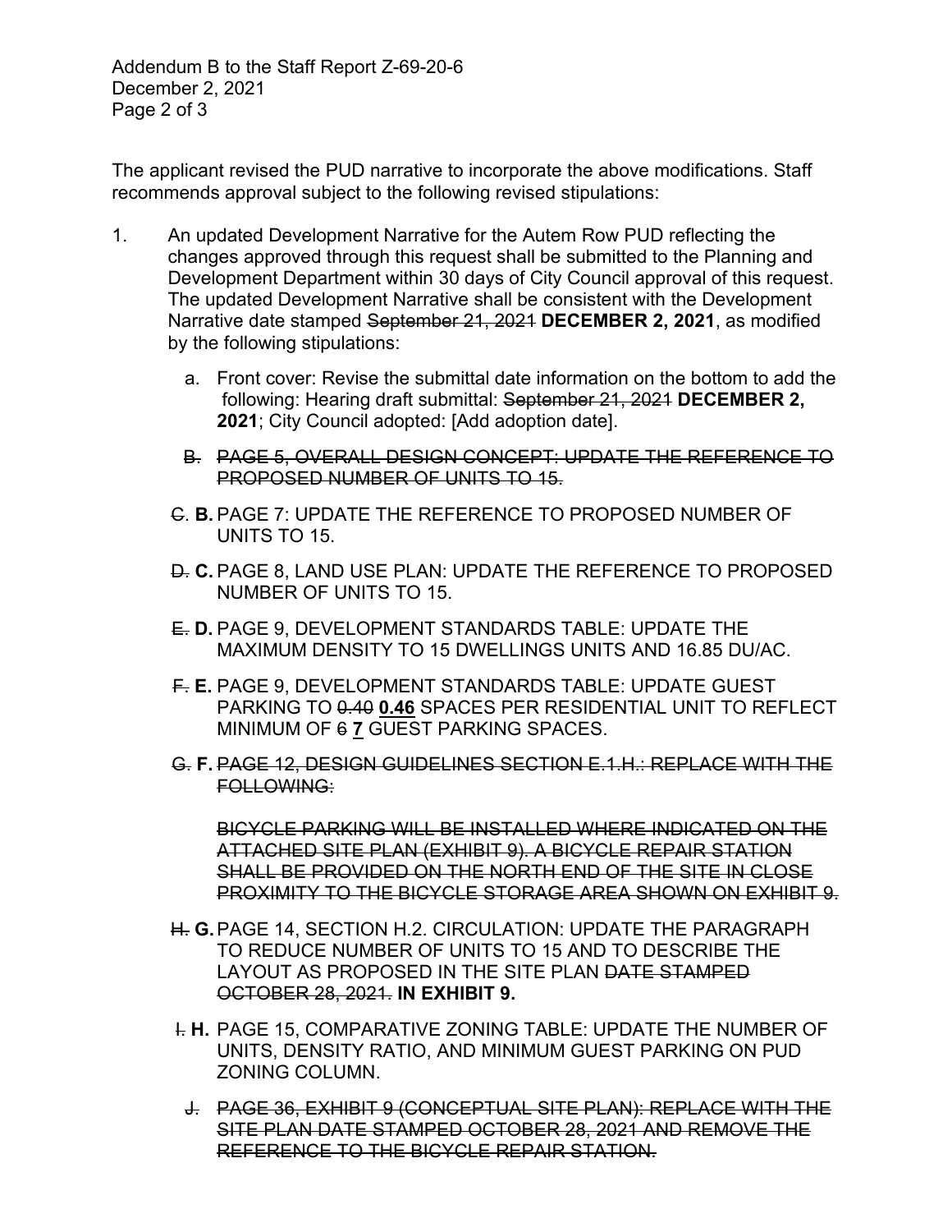The applicant revised the PUD narrative to incorporate the above modifications. Staff recommends approval subject to the following revised stipulations:

1. An updated Development Narrative for the Autem Row PUD reflecting the changes approved through this request shall be submitted to the Planning and Development Department within 30 days of City Council approval of this request. The updated Development Narrative shall be consistent with the Development Narrative date stamped ~~September 21, 2021~~ **DECEMBER 2, 2021**, as modified by the following stipulations:

   a. Front cover: Revise the submittal date information on the bottom to add the following: Hearing draft submittal: ~~September 21, 2021~~ **DECEMBER 2, 2021**; City Council adopted: [Add adoption date].

   ~~B. PAGE 5, OVERALL DESIGN CONCEPT: UPDATE THE REFERENCE TO PROPOSED NUMBER OF UNITS TO 15.~~

   ~~C.~~ **B.** PAGE 7: UPDATE THE REFERENCE TO PROPOSED NUMBER OF UNITS TO 15.

   ~~D.~~ **C.** PAGE 8, LAND USE PLAN: UPDATE THE REFERENCE TO PROPOSED NUMBER OF UNITS TO 15.

   ~~E.~~ **D.** PAGE 9, DEVELOPMENT STANDARDS TABLE: UPDATE THE MAXIMUM DENSITY TO 15 DWELLINGS UNITS AND 16.85 DU/AC.

   ~~F.~~ **E.** PAGE 9, DEVELOPMENT STANDARDS TABLE: UPDATE GUEST PARKING TO ~~0.40~~ **0.46** SPACES PER RESIDENTIAL UNIT TO REFLECT MINIMUM OF ~~6~~ **7** GUEST PARKING SPACES.

   ~~G.~~ **F.** ~~PAGE 12, DESIGN GUIDELINES SECTION E.1.H.: REPLACE WITH THE FOLLOWING:~~

   ~~BICYCLE PARKING WILL BE INSTALLED WHERE INDICATED ON THE ATTACHED SITE PLAN (EXHIBIT 9). A BICYCLE REPAIR STATION SHALL BE PROVIDED ON THE NORTH END OF THE SITE IN CLOSE PROXIMITY TO THE BICYCLE STORAGE AREA SHOWN ON EXHIBIT 9.~~

   ~~H.~~ **G.** PAGE 14, SECTION H.2. CIRCULATION: UPDATE THE PARAGRAPH TO REDUCE NUMBER OF UNITS TO 15 AND TO DESCRIBE THE LAYOUT AS PROPOSED IN THE SITE PLAN ~~DATE STAMPED OCTOBER 28, 2021.~~ **IN EXHIBIT 9.**

   ~~I.~~ **H.** PAGE 15, COMPARATIVE ZONING TABLE: UPDATE THE NUMBER OF UNITS, DENSITY RATIO, AND MINIMUM GUEST PARKING ON PUD ZONING COLUMN.

   ~~J. PAGE 36, EXHIBIT 9 (CONCEPTUAL SITE PLAN): REPLACE WITH THE SITE PLAN DATE STAMPED OCTOBER 28, 2021 AND REMOVE THE REFERENCE TO THE BICYCLE REPAIR STATION.~~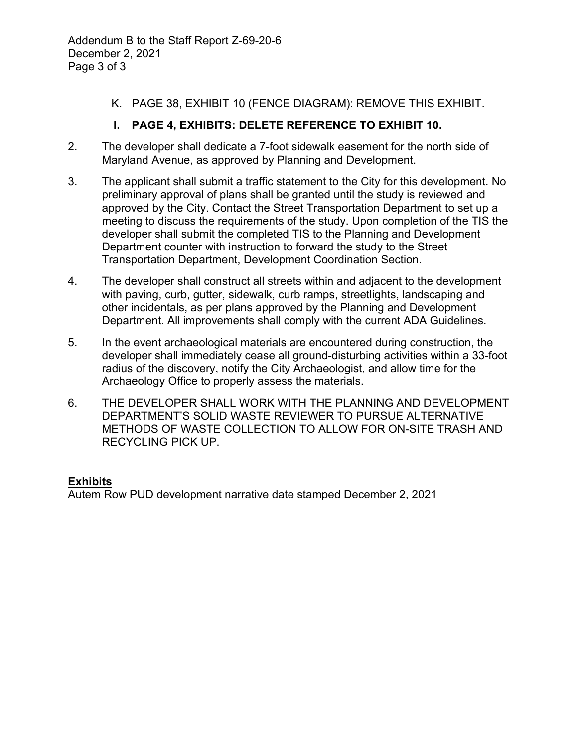~~K. PAGE 38, EXHIBIT 10 (FENCE DIAGRAM): REMOVE THIS EXHIBIT.~~

**I. PAGE 4, EXHIBITS: DELETE REFERENCE TO EXHIBIT 10.**

2. The developer shall dedicate a 7-foot sidewalk easement for the north side of Maryland Avenue, as approved by Planning and Development.

3. The applicant shall submit a traffic statement to the City for this development. No preliminary approval of plans shall be granted until the study is reviewed and approved by the City. Contact the Street Transportation Department to set up a meeting to discuss the requirements of the study. Upon completion of the TIS the developer shall submit the completed TIS to the Planning and Development Department counter with instruction to forward the study to the Street Transportation Department, Development Coordination Section.

4. The developer shall construct all streets within and adjacent to the development with paving, curb, gutter, sidewalk, curb ramps, streetlights, landscaping and other incidentals, as per plans approved by the Planning and Development Department. All improvements shall comply with the current ADA Guidelines.

5. In the event archaeological materials are encountered during construction, the developer shall immediately cease all ground-disturbing activities within a 33-foot radius of the discovery, notify the City Archaeologist, and allow time for the Archaeology Office to properly assess the materials.

6. THE DEVELOPER SHALL WORK WITH THE PLANNING AND DEVELOPMENT DEPARTMENT'S SOLID WASTE REVIEWER TO PURSUE ALTERNATIVE METHODS OF WASTE COLLECTION TO ALLOW FOR ON-SITE TRASH AND RECYCLING PICK UP.

**Exhibits**

Autem Row PUD development narrative date stamped December 2, 2021